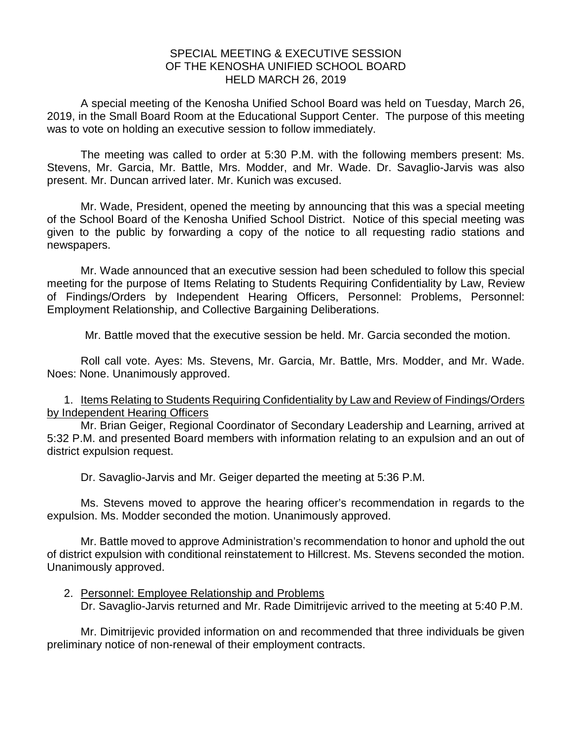# SPECIAL MEETING & EXECUTIVE SESSION OF THE KENOSHA UNIFIED SCHOOL BOARD HELD MARCH 26, 2019

A special meeting of the Kenosha Unified School Board was held on Tuesday, March 26, 2019, in the Small Board Room at the Educational Support Center. The purpose of this meeting was to vote on holding an executive session to follow immediately.

The meeting was called to order at 5:30 P.M. with the following members present: Ms. Stevens, Mr. Garcia, Mr. Battle, Mrs. Modder, and Mr. Wade. Dr. Savaglio-Jarvis was also present. Mr. Duncan arrived later. Mr. Kunich was excused.

Mr. Wade, President, opened the meeting by announcing that this was a special meeting of the School Board of the Kenosha Unified School District. Notice of this special meeting was given to the public by forwarding a copy of the notice to all requesting radio stations and newspapers.

Mr. Wade announced that an executive session had been scheduled to follow this special meeting for the purpose of Items Relating to Students Requiring Confidentiality by Law, Review of Findings/Orders by Independent Hearing Officers, Personnel: Problems, Personnel: Employment Relationship, and Collective Bargaining Deliberations.

Mr. Battle moved that the executive session be held. Mr. Garcia seconded the motion.

Roll call vote. Ayes: Ms. Stevens, Mr. Garcia, Mr. Battle, Mrs. Modder, and Mr. Wade. Noes: None. Unanimously approved.

1. <u>Items Relating to Students Requiring Confidentiality by Law and Review of Findings/Orders by Independent Hearing Officers</u>

Mr. Brian Geiger, Regional Coordinator of Secondary Leadership and Learning, arrived at 5:32 P.M. and presented Board members with information relating to an expulsion and an out of district expulsion request.

Dr. Savaglio-Jarvis and Mr. Geiger departed the meeting at 5:36 P.M.

Ms. Stevens moved to approve the hearing officer's recommendation in regards to the expulsion. Ms. Modder seconded the motion. Unanimously approved.

Mr. Battle moved to approve Administration's recommendation to honor and uphold the out of district expulsion with conditional reinstatement to Hillcrest. Ms. Stevens seconded the motion. Unanimously approved.

2. <u>Personnel: Employee Relationship and Problems</u>

Dr. Savaglio-Jarvis returned and Mr. Rade Dimitrijevic arrived to the meeting at 5:40 P.M.

Mr. Dimitrijevic provided information on and recommended that three individuals be given preliminary notice of non-renewal of their employment contracts.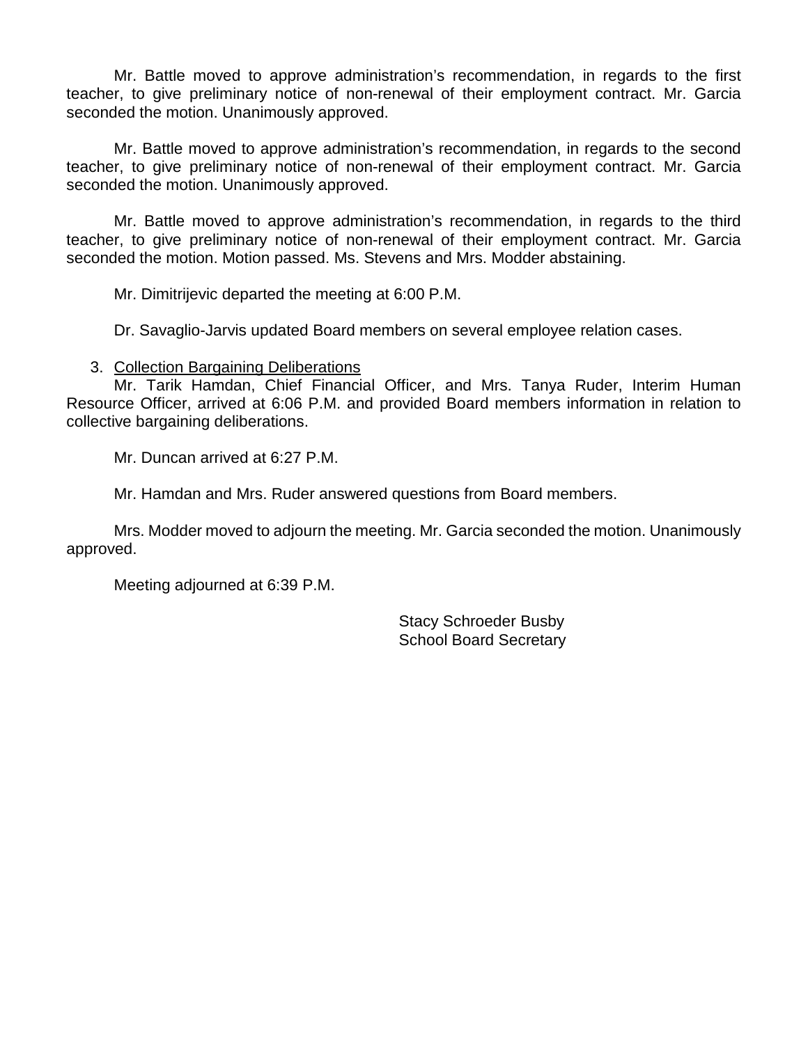Mr. Battle moved to approve administration's recommendation, in regards to the first teacher, to give preliminary notice of non-renewal of their employment contract. Mr. Garcia seconded the motion. Unanimously approved.

Mr. Battle moved to approve administration's recommendation, in regards to the second teacher, to give preliminary notice of non-renewal of their employment contract. Mr. Garcia seconded the motion. Unanimously approved.

Mr. Battle moved to approve administration's recommendation, in regards to the third teacher, to give preliminary notice of non-renewal of their employment contract. Mr. Garcia seconded the motion. Motion passed. Ms. Stevens and Mrs. Modder abstaining.

Mr. Dimitrijevic departed the meeting at 6:00 P.M.

Dr. Savaglio-Jarvis updated Board members on several employee relation cases.

3. <u>Collection Bargaining Deliberations</u>

Mr. Tarik Hamdan, Chief Financial Officer, and Mrs. Tanya Ruder, Interim Human Resource Officer, arrived at 6:06 P.M. and provided Board members information in relation to collective bargaining deliberations.

Mr. Duncan arrived at 6:27 P.M.

Mr. Hamdan and Mrs. Ruder answered questions from Board members.

Mrs. Modder moved to adjourn the meeting. Mr. Garcia seconded the motion. Unanimously approved.

Meeting adjourned at 6:39 P.M.

Stacy Schroeder Busby
School Board Secretary